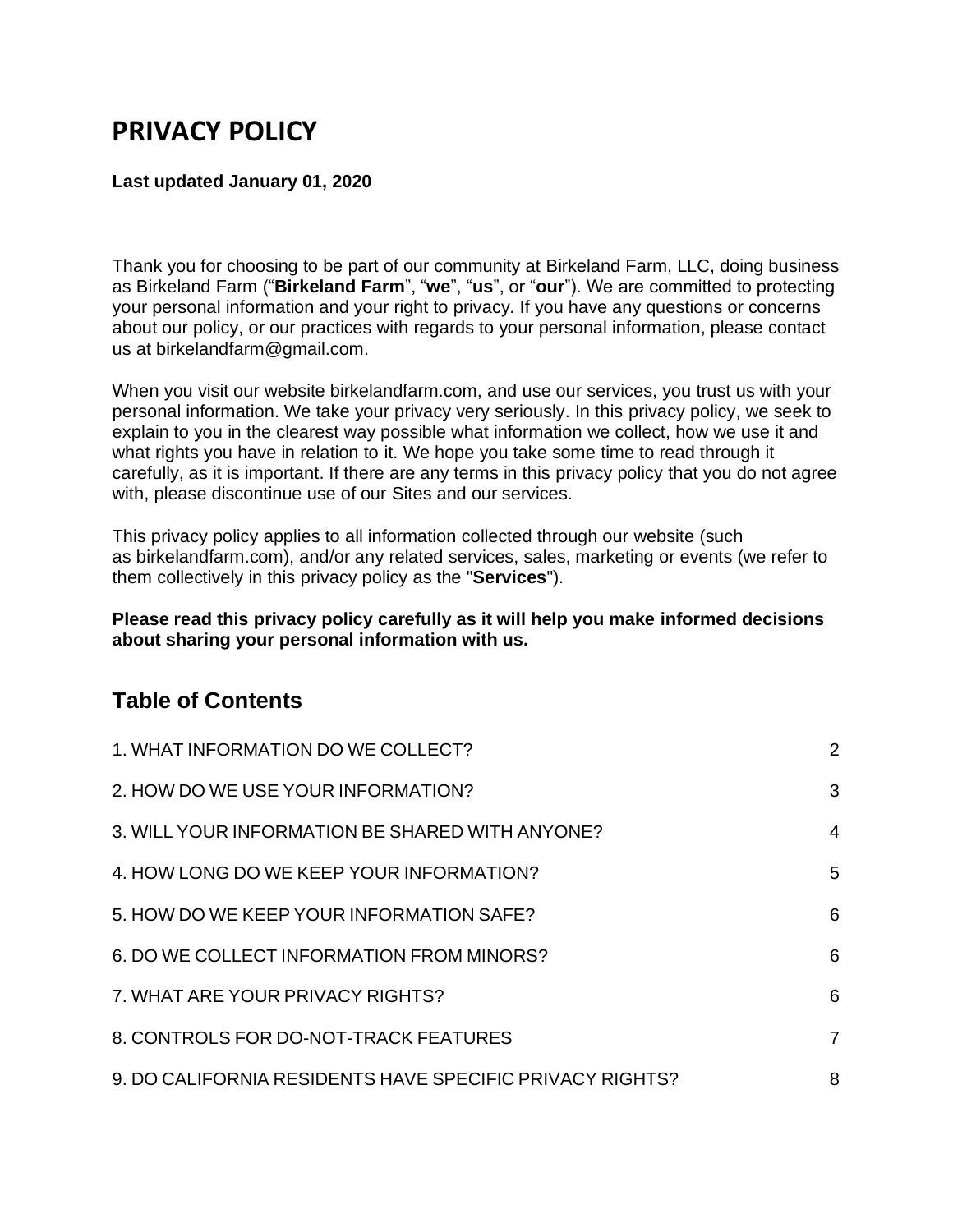# PRIVACY POLICY

**Last updated January 01, 2020**

Thank you for choosing to be part of our community at Birkeland Farm, LLC, doing business as Birkeland Farm ("**Birkeland Farm**", "**we**", "**us**", or "**our**"). We are committed to protecting your personal information and your right to privacy. If you have any questions or concerns about our policy, or our practices with regards to your personal information, please contact us at birkelandfarm@gmail.com.

When you visit our website birkelandfarm.com, and use our services, you trust us with your personal information. We take your privacy very seriously. In this privacy policy, we seek to explain to you in the clearest way possible what information we collect, how we use it and what rights you have in relation to it. We hope you take some time to read through it carefully, as it is important. If there are any terms in this privacy policy that you do not agree with, please discontinue use of our Sites and our services.

This privacy policy applies to all information collected through our website (such as birkelandfarm.com), and/or any related services, sales, marketing or events (we refer to them collectively in this privacy policy as the "**Services**").

**Please read this privacy policy carefully as it will help you make informed decisions about sharing your personal information with us.**

## Table of Contents

| | |
|---|---|
| 1. WHAT INFORMATION DO WE COLLECT? | 2 |
| 2. HOW DO WE USE YOUR INFORMATION? | 3 |
| 3. WILL YOUR INFORMATION BE SHARED WITH ANYONE? | 4 |
| 4. HOW LONG DO WE KEEP YOUR INFORMATION? | 5 |
| 5. HOW DO WE KEEP YOUR INFORMATION SAFE? | 6 |
| 6. DO WE COLLECT INFORMATION FROM MINORS? | 6 |
| 7. WHAT ARE YOUR PRIVACY RIGHTS? | 6 |
| 8. CONTROLS FOR DO-NOT-TRACK FEATURES | 7 |
| 9. DO CALIFORNIA RESIDENTS HAVE SPECIFIC PRIVACY RIGHTS? | 8 |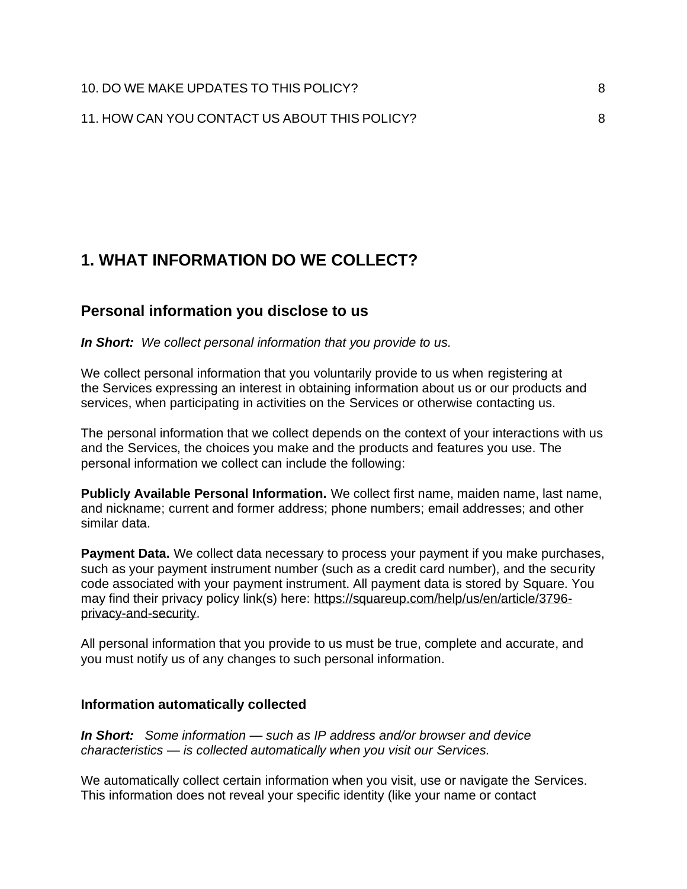10. DO WE MAKE UPDATES TO THIS POLICY? 8

11. HOW CAN YOU CONTACT US ABOUT THIS POLICY? 8

## 1. WHAT INFORMATION DO WE COLLECT?

### Personal information you disclose to us

***In Short:*** *We collect personal information that you provide to us.*

We collect personal information that you voluntarily provide to us when registering at the Services expressing an interest in obtaining information about us or our products and services, when participating in activities on the Services or otherwise contacting us.

The personal information that we collect depends on the context of your interactions with us and the Services, the choices you make and the products and features you use. The personal information we collect can include the following:

**Publicly Available Personal Information.** We collect first name, maiden name, last name, and nickname; current and former address; phone numbers; email addresses; and other similar data.

**Payment Data.** We collect data necessary to process your payment if you make purchases, such as your payment instrument number (such as a credit card number), and the security code associated with your payment instrument. All payment data is stored by Square. You may find their privacy policy link(s) here: https://squareup.com/help/us/en/article/3796-privacy-and-security.

All personal information that you provide to us must be true, complete and accurate, and you must notify us of any changes to such personal information.

#### Information automatically collected

***In Short:*** *Some information — such as IP address and/or browser and device characteristics — is collected automatically when you visit our Services.*

We automatically collect certain information when you visit, use or navigate the Services. This information does not reveal your specific identity (like your name or contact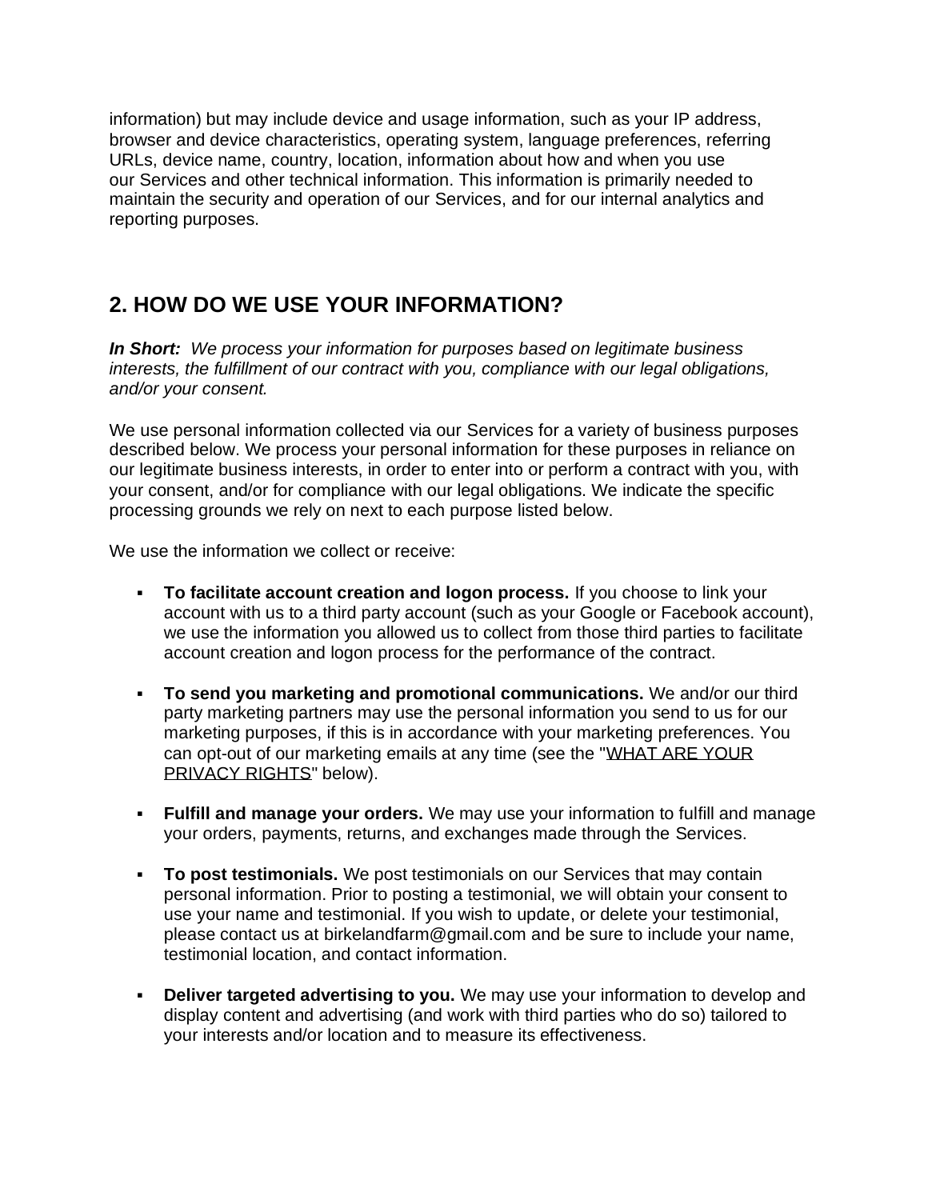information) but may include device and usage information, such as your IP address, browser and device characteristics, operating system, language preferences, referring URLs, device name, country, location, information about how and when you use our Services and other technical information. This information is primarily needed to maintain the security and operation of our Services, and for our internal analytics and reporting purposes.

## 2. HOW DO WE USE YOUR INFORMATION?

***In Short:*** *We process your information for purposes based on legitimate business interests, the fulfillment of our contract with you, compliance with our legal obligations, and/or your consent.*

We use personal information collected via our Services for a variety of business purposes described below. We process your personal information for these purposes in reliance on our legitimate business interests, in order to enter into or perform a contract with you, with your consent, and/or for compliance with our legal obligations. We indicate the specific processing grounds we rely on next to each purpose listed below.

We use the information we collect or receive:

- **To facilitate account creation and logon process.** If you choose to link your account with us to a third party account (such as your Google or Facebook account), we use the information you allowed us to collect from those third parties to facilitate account creation and logon process for the performance of the contract.
- **To send you marketing and promotional communications.** We and/or our third party marketing partners may use the personal information you send to us for our marketing purposes, if this is in accordance with your marketing preferences. You can opt-out of our marketing emails at any time (see the "WHAT ARE YOUR PRIVACY RIGHTS" below).
- **Fulfill and manage your orders.** We may use your information to fulfill and manage your orders, payments, returns, and exchanges made through the Services.
- **To post testimonials.** We post testimonials on our Services that may contain personal information. Prior to posting a testimonial, we will obtain your consent to use your name and testimonial. If you wish to update, or delete your testimonial, please contact us at birkelandfarm@gmail.com and be sure to include your name, testimonial location, and contact information.
- **Deliver targeted advertising to you.** We may use your information to develop and display content and advertising (and work with third parties who do so) tailored to your interests and/or location and to measure its effectiveness.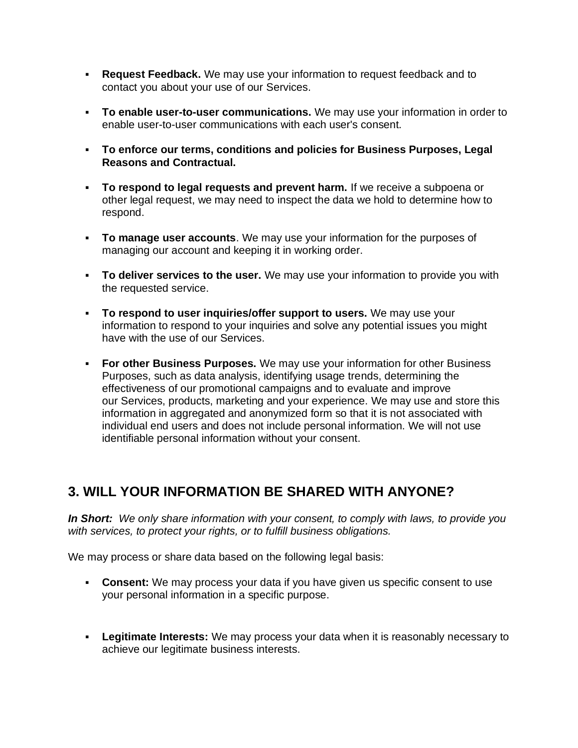- **Request Feedback.** We may use your information to request feedback and to contact you about your use of our Services.

- **To enable user-to-user communications.** We may use your information in order to enable user-to-user communications with each user's consent.

- **To enforce our terms, conditions and policies for Business Purposes, Legal Reasons and Contractual.**

- **To respond to legal requests and prevent harm.** If we receive a subpoena or other legal request, we may need to inspect the data we hold to determine how to respond.

- **To manage user accounts**. We may use your information for the purposes of managing our account and keeping it in working order.

- **To deliver services to the user.** We may use your information to provide you with the requested service.

- **To respond to user inquiries/offer support to users.** We may use your information to respond to your inquiries and solve any potential issues you might have with the use of our Services.

- **For other Business Purposes.** We may use your information for other Business Purposes, such as data analysis, identifying usage trends, determining the effectiveness of our promotional campaigns and to evaluate and improve our Services, products, marketing and your experience. We may use and store this information in aggregated and anonymized form so that it is not associated with individual end users and does not include personal information. We will not use identifiable personal information without your consent.

## 3. WILL YOUR INFORMATION BE SHARED WITH ANYONE?

***In Short:*** *We only share information with your consent, to comply with laws, to provide you with services, to protect your rights, or to fulfill business obligations.*

We may process or share data based on the following legal basis:

- **Consent:** We may process your data if you have given us specific consent to use your personal information in a specific purpose.

- **Legitimate Interests:** We may process your data when it is reasonably necessary to achieve our legitimate business interests.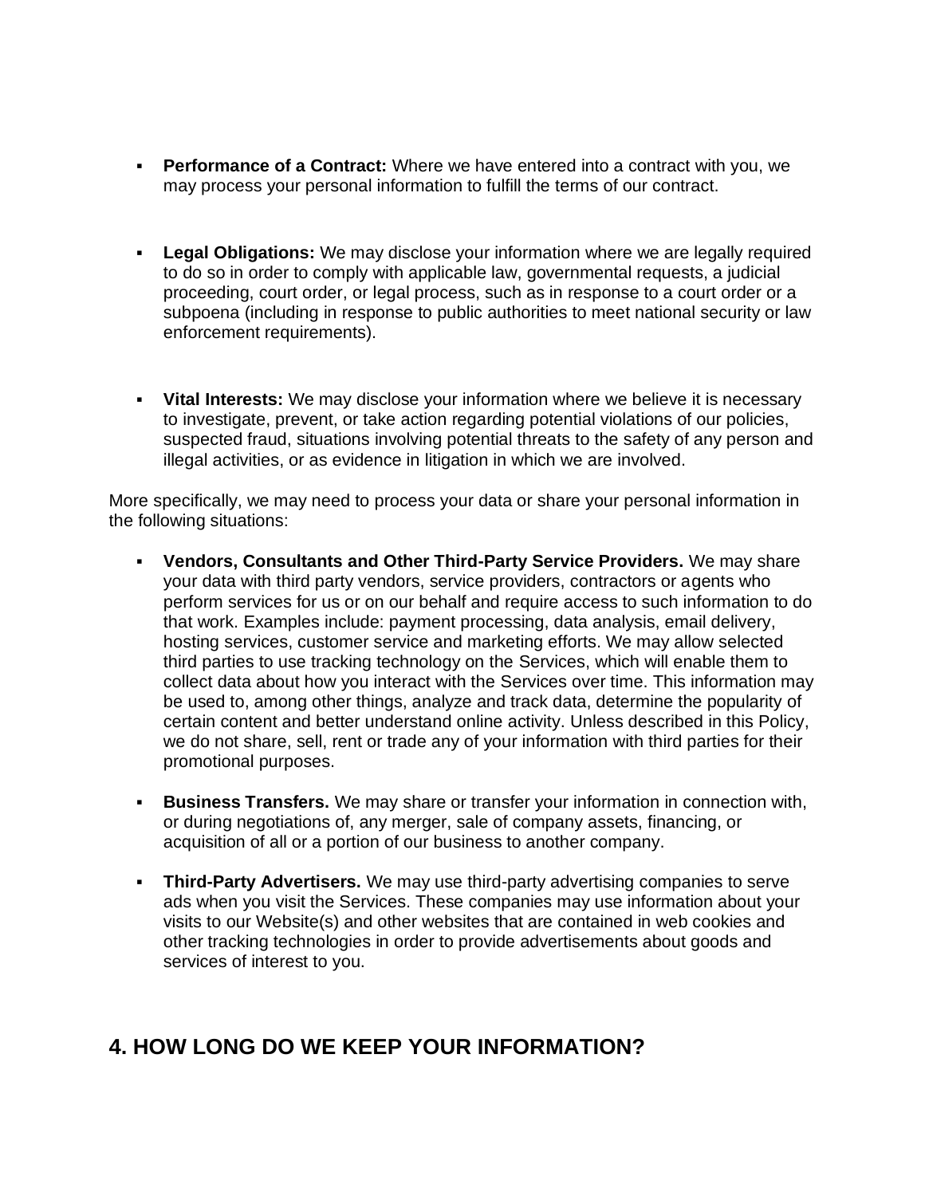- **Performance of a Contract:** Where we have entered into a contract with you, we may process your personal information to fulfill the terms of our contract.

- **Legal Obligations:** We may disclose your information where we are legally required to do so in order to comply with applicable law, governmental requests, a judicial proceeding, court order, or legal process, such as in response to a court order or a subpoena (including in response to public authorities to meet national security or law enforcement requirements).

- **Vital Interests:** We may disclose your information where we believe it is necessary to investigate, prevent, or take action regarding potential violations of our policies, suspected fraud, situations involving potential threats to the safety of any person and illegal activities, or as evidence in litigation in which we are involved.

More specifically, we may need to process your data or share your personal information in the following situations:

- **Vendors, Consultants and Other Third-Party Service Providers.** We may share your data with third party vendors, service providers, contractors or agents who perform services for us or on our behalf and require access to such information to do that work. Examples include: payment processing, data analysis, email delivery, hosting services, customer service and marketing efforts. We may allow selected third parties to use tracking technology on the Services, which will enable them to collect data about how you interact with the Services over time. This information may be used to, among other things, analyze and track data, determine the popularity of certain content and better understand online activity. Unless described in this Policy, we do not share, sell, rent or trade any of your information with third parties for their promotional purposes.

- **Business Transfers.** We may share or transfer your information in connection with, or during negotiations of, any merger, sale of company assets, financing, or acquisition of all or a portion of our business to another company.

- **Third-Party Advertisers.** We may use third-party advertising companies to serve ads when you visit the Services. These companies may use information about your visits to our Website(s) and other websites that are contained in web cookies and other tracking technologies in order to provide advertisements about goods and services of interest to you.

## 4. HOW LONG DO WE KEEP YOUR INFORMATION?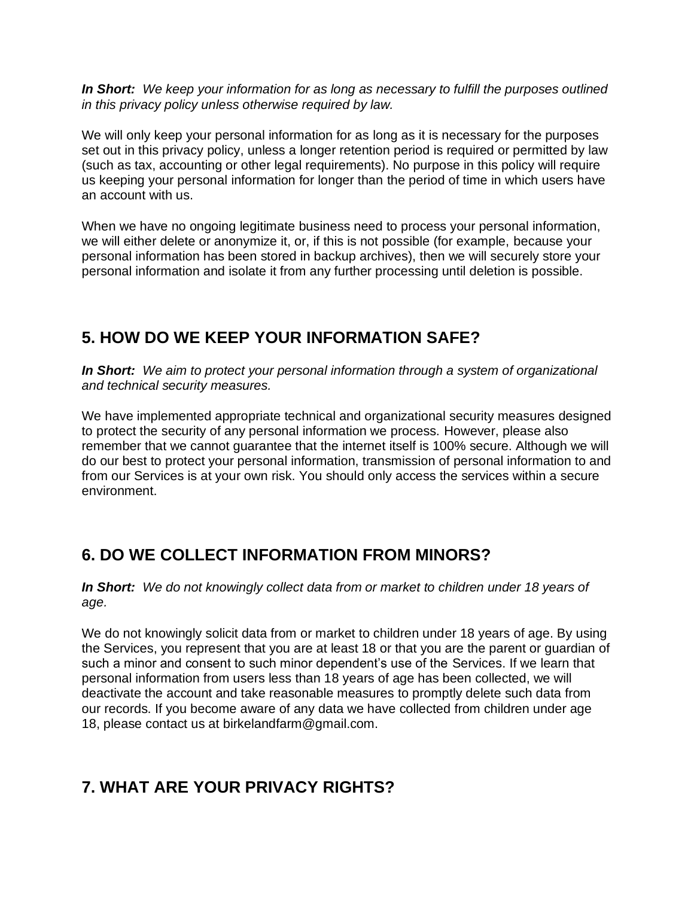***In Short:*** *We keep your information for as long as necessary to fulfill the purposes outlined in this privacy policy unless otherwise required by law.*

We will only keep your personal information for as long as it is necessary for the purposes set out in this privacy policy, unless a longer retention period is required or permitted by law (such as tax, accounting or other legal requirements). No purpose in this policy will require us keeping your personal information for longer than the period of time in which users have an account with us.

When we have no ongoing legitimate business need to process your personal information, we will either delete or anonymize it, or, if this is not possible (for example, because your personal information has been stored in backup archives), then we will securely store your personal information and isolate it from any further processing until deletion is possible.

## 5. HOW DO WE KEEP YOUR INFORMATION SAFE?

***In Short:*** *We aim to protect your personal information through a system of organizational and technical security measures.*

We have implemented appropriate technical and organizational security measures designed to protect the security of any personal information we process. However, please also remember that we cannot guarantee that the internet itself is 100% secure. Although we will do our best to protect your personal information, transmission of personal information to and from our Services is at your own risk. You should only access the services within a secure environment.

## 6. DO WE COLLECT INFORMATION FROM MINORS?

***In Short:*** *We do not knowingly collect data from or market to children under 18 years of age.*

We do not knowingly solicit data from or market to children under 18 years of age. By using the Services, you represent that you are at least 18 or that you are the parent or guardian of such a minor and consent to such minor dependent's use of the Services. If we learn that personal information from users less than 18 years of age has been collected, we will deactivate the account and take reasonable measures to promptly delete such data from our records. If you become aware of any data we have collected from children under age 18, please contact us at birkelandfarm@gmail.com.

## 7. WHAT ARE YOUR PRIVACY RIGHTS?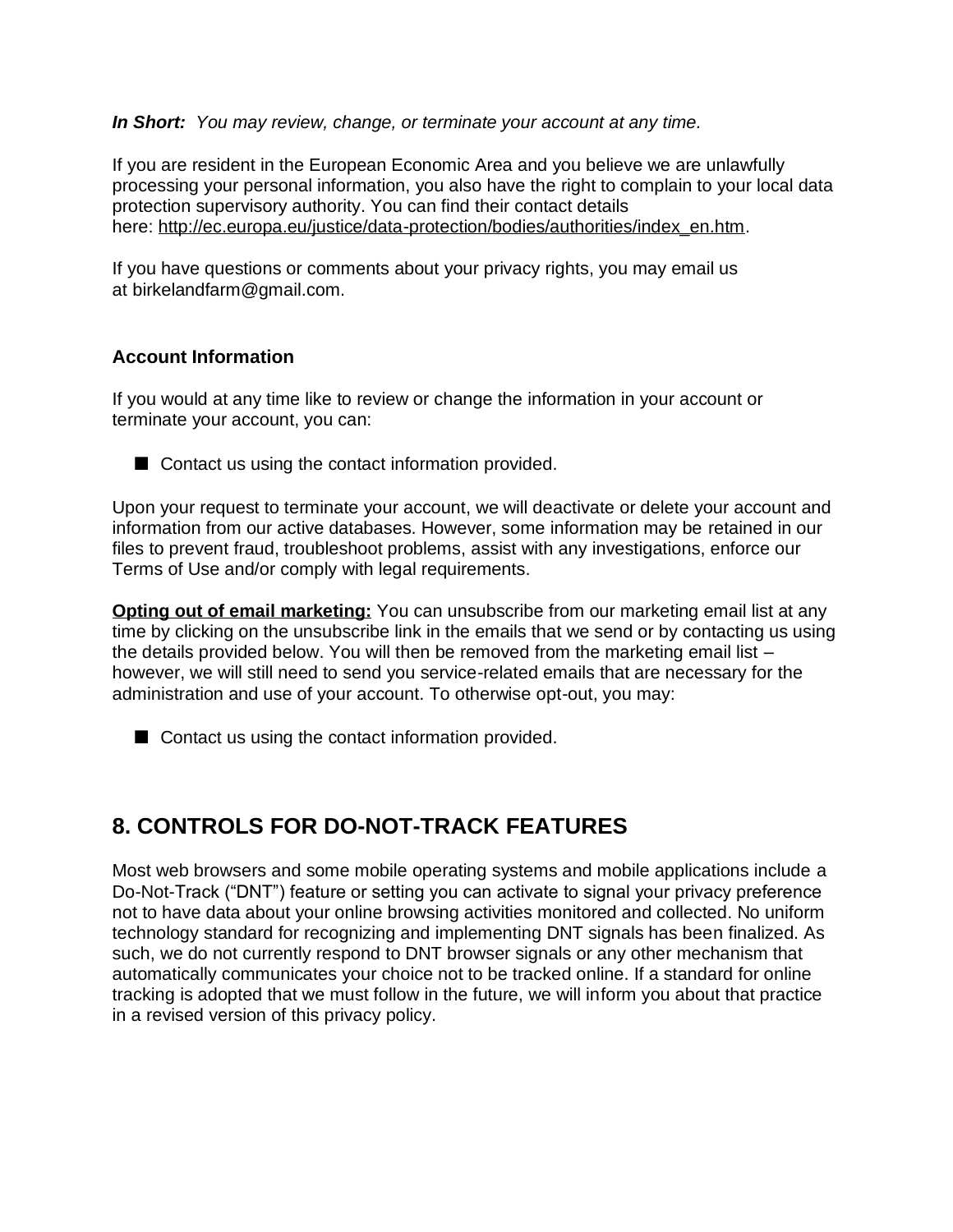***In Short:*** *You may review, change, or terminate your account at any time.*

If you are resident in the European Economic Area and you believe we are unlawfully processing your personal information, you also have the right to complain to your local data protection supervisory authority. You can find their contact details here: [http://ec.europa.eu/justice/data-protection/bodies/authorities/index_en.htm](http://ec.europa.eu/justice/data-protection/bodies/authorities/index_en.htm).

If you have questions or comments about your privacy rights, you may email us at birkelandfarm@gmail.com.

### Account Information

If you would at any time like to review or change the information in your account or terminate your account, you can:

- Contact us using the contact information provided.

Upon your request to terminate your account, we will deactivate or delete your account and information from our active databases. However, some information may be retained in our files to prevent fraud, troubleshoot problems, assist with any investigations, enforce our Terms of Use and/or comply with legal requirements.

**Opting out of email marketing:** You can unsubscribe from our marketing email list at any time by clicking on the unsubscribe link in the emails that we send or by contacting us using the details provided below. You will then be removed from the marketing email list – however, we will still need to send you service-related emails that are necessary for the administration and use of your account. To otherwise opt-out, you may:

- Contact us using the contact information provided.

## 8. CONTROLS FOR DO-NOT-TRACK FEATURES

Most web browsers and some mobile operating systems and mobile applications include a Do-Not-Track ("DNT") feature or setting you can activate to signal your privacy preference not to have data about your online browsing activities monitored and collected. No uniform technology standard for recognizing and implementing DNT signals has been finalized. As such, we do not currently respond to DNT browser signals or any other mechanism that automatically communicates your choice not to be tracked online. If a standard for online tracking is adopted that we must follow in the future, we will inform you about that practice in a revised version of this privacy policy.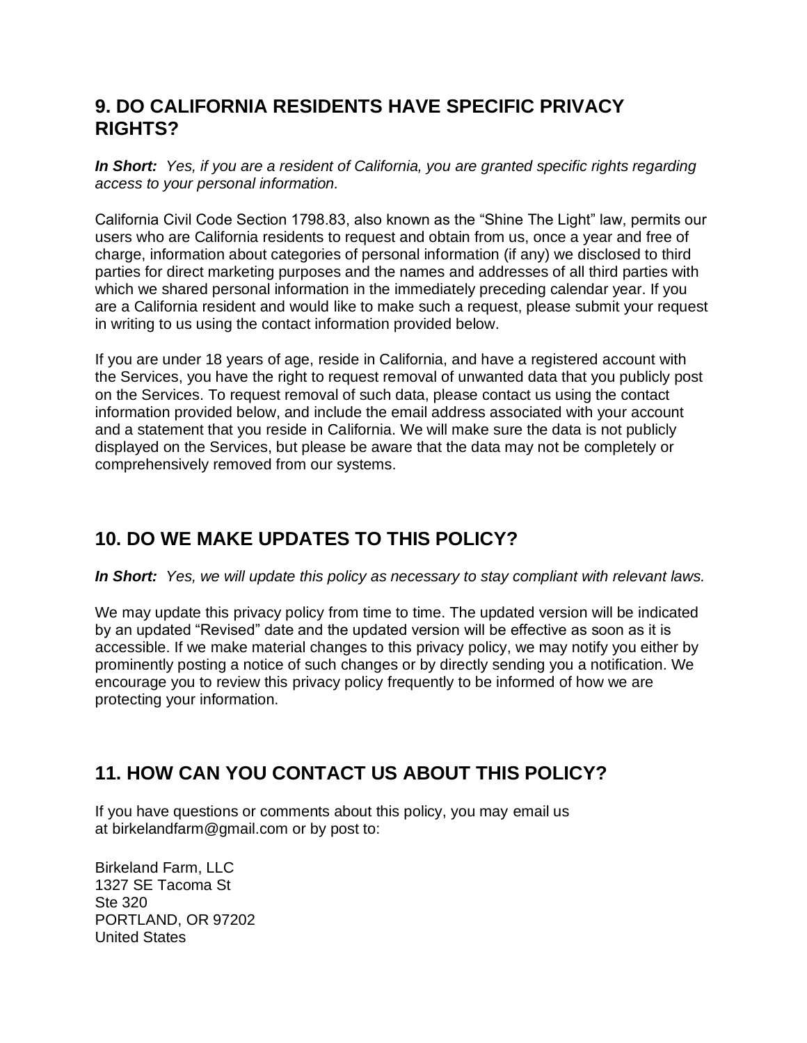## 9. DO CALIFORNIA RESIDENTS HAVE SPECIFIC PRIVACY RIGHTS?

***In Short:*** *Yes, if you are a resident of California, you are granted specific rights regarding access to your personal information.*

California Civil Code Section 1798.83, also known as the "Shine The Light" law, permits our users who are California residents to request and obtain from us, once a year and free of charge, information about categories of personal information (if any) we disclosed to third parties for direct marketing purposes and the names and addresses of all third parties with which we shared personal information in the immediately preceding calendar year. If you are a California resident and would like to make such a request, please submit your request in writing to us using the contact information provided below.

If you are under 18 years of age, reside in California, and have a registered account with the Services, you have the right to request removal of unwanted data that you publicly post on the Services. To request removal of such data, please contact us using the contact information provided below, and include the email address associated with your account and a statement that you reside in California. We will make sure the data is not publicly displayed on the Services, but please be aware that the data may not be completely or comprehensively removed from our systems.

## 10. DO WE MAKE UPDATES TO THIS POLICY?

***In Short:*** *Yes, we will update this policy as necessary to stay compliant with relevant laws.*

We may update this privacy policy from time to time. The updated version will be indicated by an updated "Revised" date and the updated version will be effective as soon as it is accessible. If we make material changes to this privacy policy, we may notify you either by prominently posting a notice of such changes or by directly sending you a notification. We encourage you to review this privacy policy frequently to be informed of how we are protecting your information.

## 11. HOW CAN YOU CONTACT US ABOUT THIS POLICY?

If you have questions or comments about this policy, you may email us at birkelandfarm@gmail.com or by post to:

Birkeland Farm, LLC
1327 SE Tacoma St
Ste 320
PORTLAND, OR 97202
United States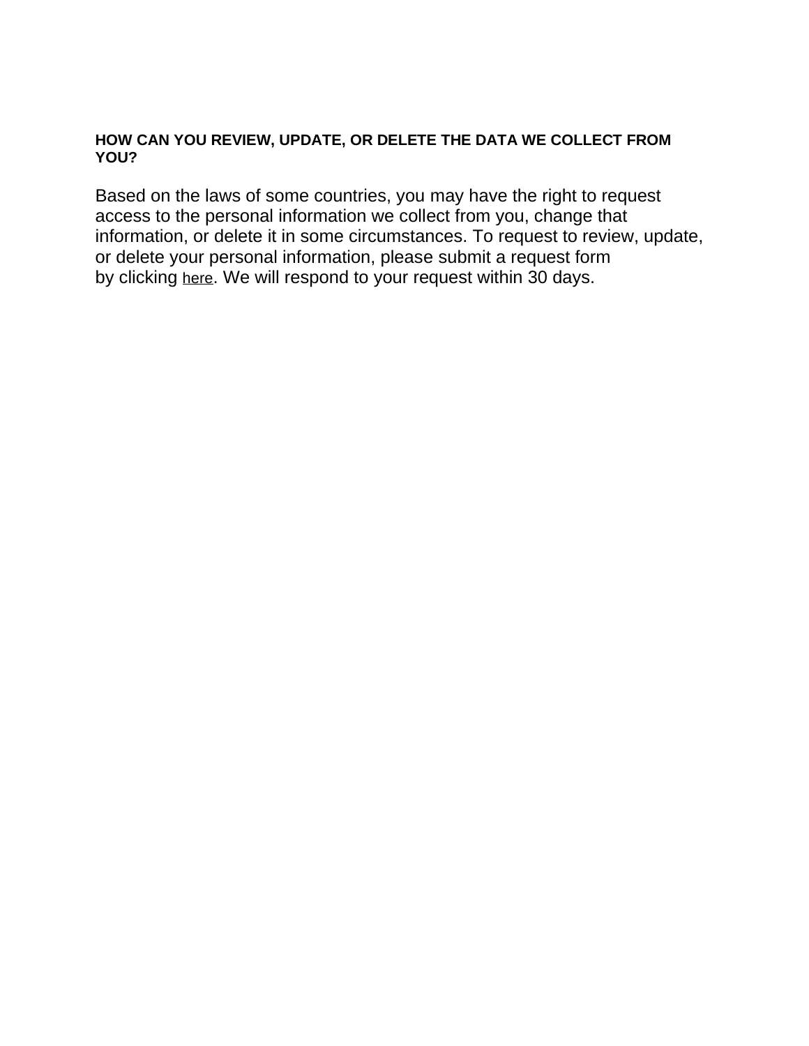### HOW CAN YOU REVIEW, UPDATE, OR DELETE THE DATA WE COLLECT FROM YOU?

Based on the laws of some countries, you may have the right to request access to the personal information we collect from you, change that information, or delete it in some circumstances. To request to review, update, or delete your personal information, please submit a request form by clicking here. We will respond to your request within 30 days.